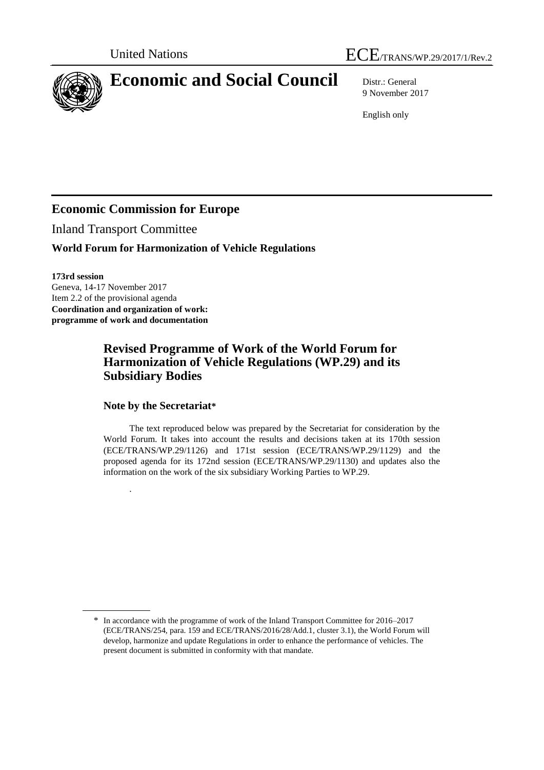United Nations ECE/TRANS/WP.29/2017/1/Rev.2

# Economic and Social Council

Distr.: General
9 November 2017

English only

## Economic Commission for Europe

Inland Transport Committee

**World Forum for Harmonization of Vehicle Regulations**

**173rd session**
Geneva, 14-17 November 2017
Item 2.2 of the provisional agenda
**Coordination and organization of work: programme of work and documentation**

## Revised Programme of Work of the World Forum for Harmonization of Vehicle Regulations (WP.29) and its Subsidiary Bodies

### Note by the Secretariat*

The text reproduced below was prepared by the Secretariat for consideration by the World Forum. It takes into account the results and decisions taken at its 170th session (ECE/TRANS/WP.29/1126) and 171st session (ECE/TRANS/WP.29/1129) and the proposed agenda for its 172nd session (ECE/TRANS/WP.29/1130) and updates also the information on the work of the six subsidiary Working Parties to WP.29.

.

---

\* In accordance with the programme of work of the Inland Transport Committee for 2016–2017 (ECE/TRANS/254, para. 159 and ECE/TRANS/2016/28/Add.1, cluster 3.1), the World Forum will develop, harmonize and update Regulations in order to enhance the performance of vehicles. The present document is submitted in conformity with that mandate.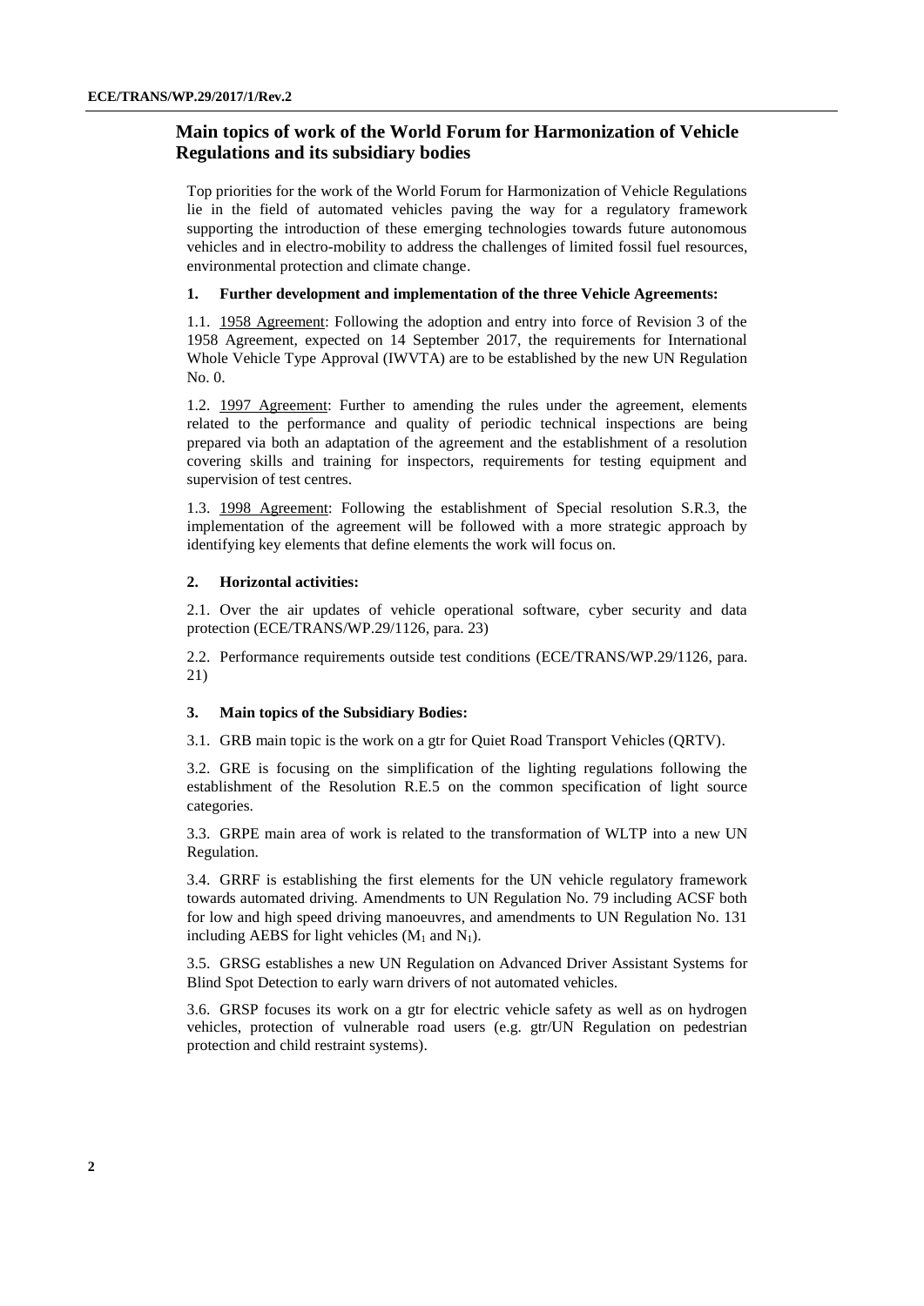## Main topics of work of the World Forum for Harmonization of Vehicle Regulations and its subsidiary bodies

Top priorities for the work of the World Forum for Harmonization of Vehicle Regulations lie in the field of automated vehicles paving the way for a regulatory framework supporting the introduction of these emerging technologies towards future autonomous vehicles and in electro-mobility to address the challenges of limited fossil fuel resources, environmental protection and climate change.

**1. Further development and implementation of the three Vehicle Agreements:**

1.1. 1958 Agreement: Following the adoption and entry into force of Revision 3 of the 1958 Agreement, expected on 14 September 2017, the requirements for International Whole Vehicle Type Approval (IWVTA) are to be established by the new UN Regulation No. 0.

1.2. 1997 Agreement: Further to amending the rules under the agreement, elements related to the performance and quality of periodic technical inspections are being prepared via both an adaptation of the agreement and the establishment of a resolution covering skills and training for inspectors, requirements for testing equipment and supervision of test centres.

1.3. 1998 Agreement: Following the establishment of Special resolution S.R.3, the implementation of the agreement will be followed with a more strategic approach by identifying key elements that define elements the work will focus on.

**2. Horizontal activities:**

2.1. Over the air updates of vehicle operational software, cyber security and data protection (ECE/TRANS/WP.29/1126, para. 23)

2.2. Performance requirements outside test conditions (ECE/TRANS/WP.29/1126, para. 21)

**3. Main topics of the Subsidiary Bodies:**

3.1. GRB main topic is the work on a gtr for Quiet Road Transport Vehicles (QRTV).

3.2. GRE is focusing on the simplification of the lighting regulations following the establishment of the Resolution R.E.5 on the common specification of light source categories.

3.3. GRPE main area of work is related to the transformation of WLTP into a new UN Regulation.

3.4. GRRF is establishing the first elements for the UN vehicle regulatory framework towards automated driving. Amendments to UN Regulation No. 79 including ACSF both for low and high speed driving manoeuvres, and amendments to UN Regulation No. 131 including AEBS for light vehicles ($M_1$ and $N_1$).

3.5. GRSG establishes a new UN Regulation on Advanced Driver Assistant Systems for Blind Spot Detection to early warn drivers of not automated vehicles.

3.6. GRSP focuses its work on a gtr for electric vehicle safety as well as on hydrogen vehicles, protection of vulnerable road users (e.g. gtr/UN Regulation on pedestrian protection and child restraint systems).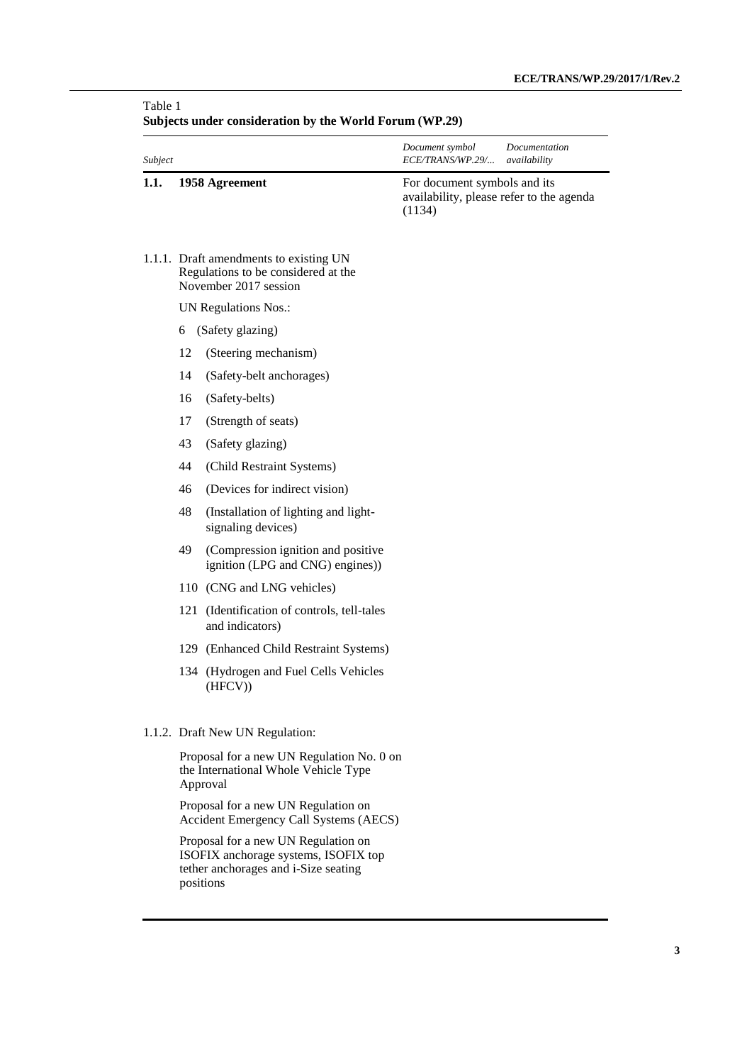Table 1
**Subjects under consideration by the World Forum (WP.29)**

| *Subject* | *Document symbol ECE/TRANS/WP.29/...* | *Documentation availability* |
|---|---|---|
| **1.1. 1958 Agreement** | For document symbols and its availability, please refer to the agenda (1134) | |
| 1.1.1. Draft amendments to existing UN Regulations to be considered at the November 2017 session | | |
| UN Regulations Nos.: | | |
| 6 (Safety glazing) | | |
| 12 (Steering mechanism) | | |
| 14 (Safety-belt anchorages) | | |
| 16 (Safety-belts) | | |
| 17 (Strength of seats) | | |
| 43 (Safety glazing) | | |
| 44 (Child Restraint Systems) | | |
| 46 (Devices for indirect vision) | | |
| 48 (Installation of lighting and light-signaling devices) | | |
| 49 (Compression ignition and positive ignition (LPG and CNG) engines)) | | |
| 110 (CNG and LNG vehicles) | | |
| 121 (Identification of controls, tell-tales and indicators) | | |
| 129 (Enhanced Child Restraint Systems) | | |
| 134 (Hydrogen and Fuel Cells Vehicles (HFCV)) | | |
| 1.1.2. Draft New UN Regulation: | | |
| Proposal for a new UN Regulation No. 0 on the International Whole Vehicle Type Approval | | |
| Proposal for a new UN Regulation on Accident Emergency Call Systems (AECS) | | |
| Proposal for a new UN Regulation on ISOFIX anchorage systems, ISOFIX top tether anchorages and i-Size seating positions | | |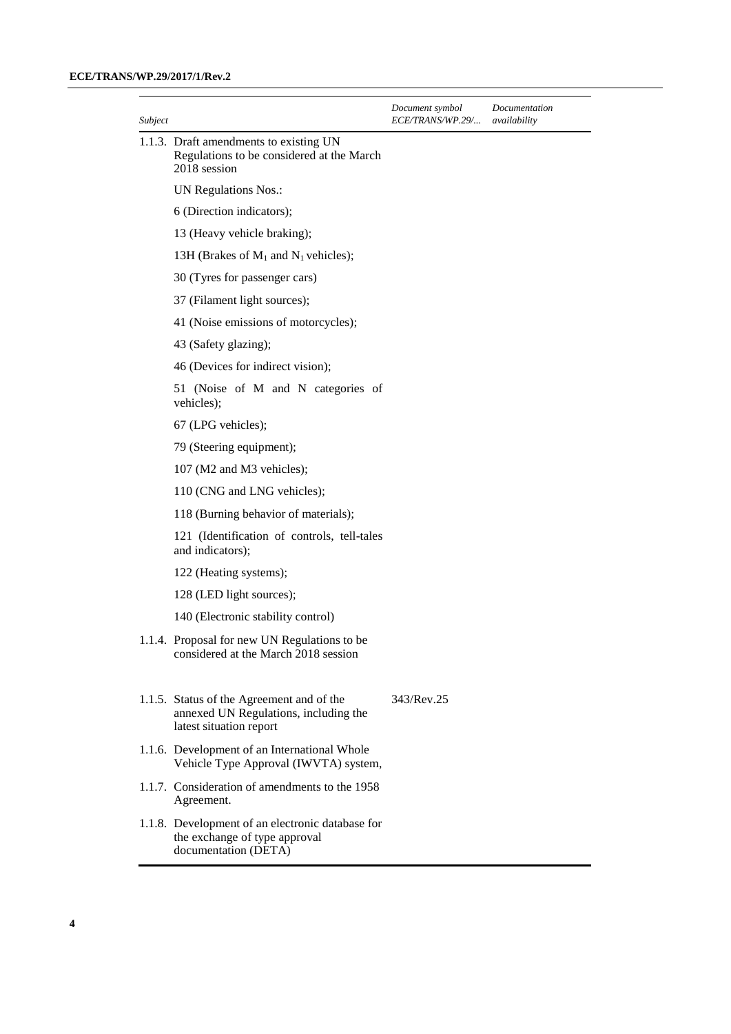| *Subject* | *Document symbol ECE/TRANS/WP.29/...* | *Documentation availability* |
|---|---|---|
| 1.1.3. Draft amendments to existing UN Regulations to be considered at the March 2018 session | | |
| UN Regulations Nos.: | | |
| 6 (Direction indicators); | | |
| 13 (Heavy vehicle braking); | | |
| 13H (Brakes of $M_1$ and $N_1$ vehicles); | | |
| 30 (Tyres for passenger cars) | | |
| 37 (Filament light sources); | | |
| 41 (Noise emissions of motorcycles); | | |
| 43 (Safety glazing); | | |
| 46 (Devices for indirect vision); | | |
| 51 (Noise of M and N categories of vehicles); | | |
| 67 (LPG vehicles); | | |
| 79 (Steering equipment); | | |
| 107 (M2 and M3 vehicles); | | |
| 110 (CNG and LNG vehicles); | | |
| 118 (Burning behavior of materials); | | |
| 121 (Identification of controls, tell-tales and indicators); | | |
| 122 (Heating systems); | | |
| 128 (LED light sources); | | |
| 140 (Electronic stability control) | | |
| 1.1.4. Proposal for new UN Regulations to be considered at the March 2018 session | | |
| 1.1.5. Status of the Agreement and of the annexed UN Regulations, including the latest situation report | 343/Rev.25 | |
| 1.1.6. Development of an International Whole Vehicle Type Approval (IWVTA) system, | | |
| 1.1.7. Consideration of amendments to the 1958 Agreement. | | |
| 1.1.8. Development of an electronic database for the exchange of type approval documentation (DETA) | | |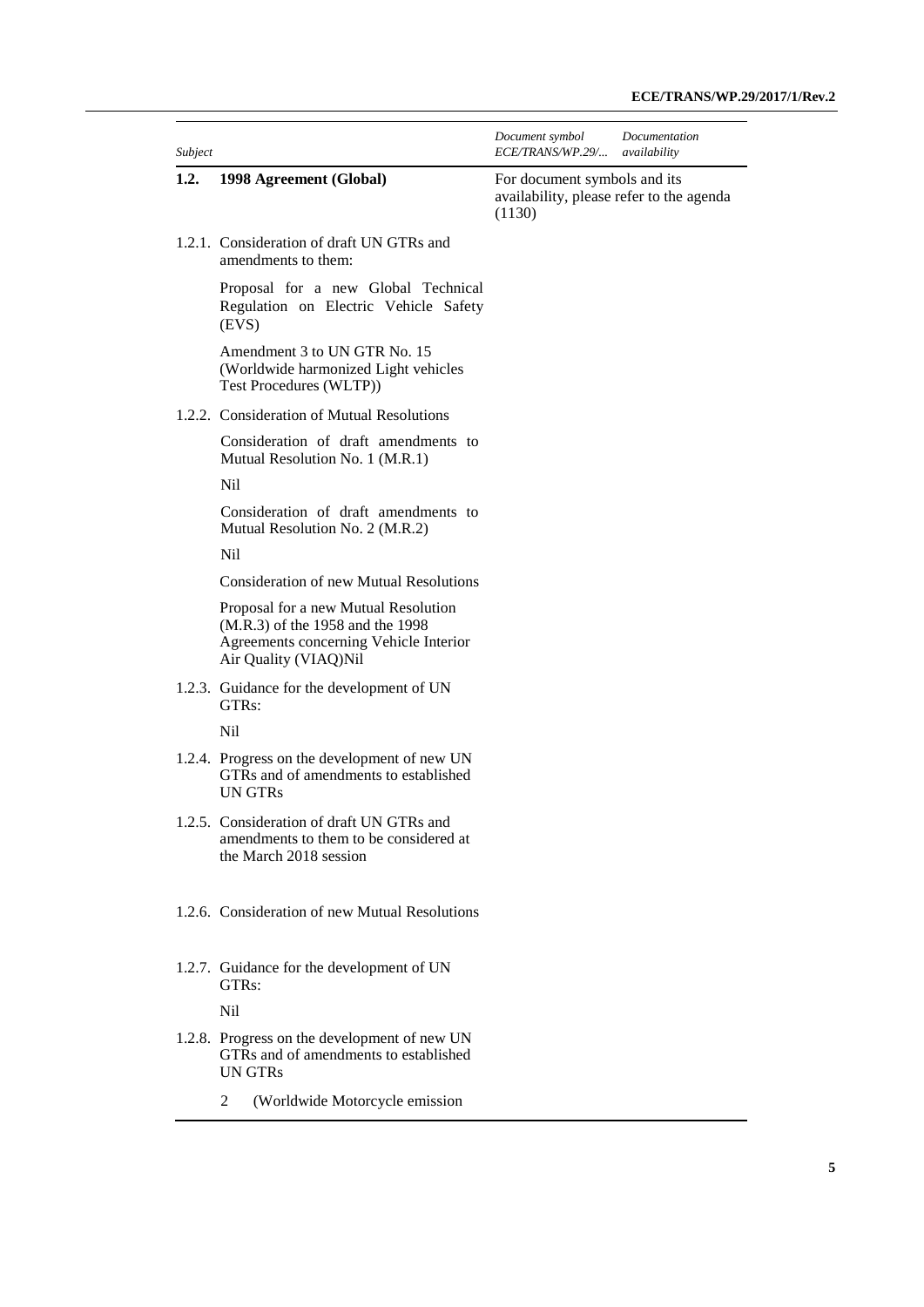| *Subject* | | *Document symbol ECE/TRANS/WP.29/...* | *Documentation availability* |
|---|---|---|---|
| **1.2.** | **1998 Agreement (Global)** | For document symbols and its availability, please refer to the agenda (1130) | |
| 1.2.1. | Consideration of draft UN GTRs and amendments to them: | | |
| | Proposal for a new Global Technical Regulation on Electric Vehicle Safety (EVS) | | |
| | Amendment 3 to UN GTR No. 15 (Worldwide harmonized Light vehicles Test Procedures (WLTP)) | | |
| 1.2.2. | Consideration of Mutual Resolutions | | |
| | Consideration of draft amendments to Mutual Resolution No. 1 (M.R.1) | | |
| | Nil | | |
| | Consideration of draft amendments to Mutual Resolution No. 2 (M.R.2) | | |
| | Nil | | |
| | Consideration of new Mutual Resolutions | | |
| | Proposal for a new Mutual Resolution (M.R.3) of the 1958 and the 1998 Agreements concerning Vehicle Interior Air Quality (VIAQ)Nil | | |
| 1.2.3. | Guidance for the development of UN GTRs: | | |
| | Nil | | |
| 1.2.4. | Progress on the development of new UN GTRs and of amendments to established UN GTRs | | |
| 1.2.5. | Consideration of draft UN GTRs and amendments to them to be considered at the March 2018 session | | |
| 1.2.6. | Consideration of new Mutual Resolutions | | |
| 1.2.7. | Guidance for the development of UN GTRs: | | |
| | Nil | | |
| 1.2.8. | Progress on the development of new UN GTRs and of amendments to established UN GTRs | | |
| | 2 (Worldwide Motorcycle emission | | |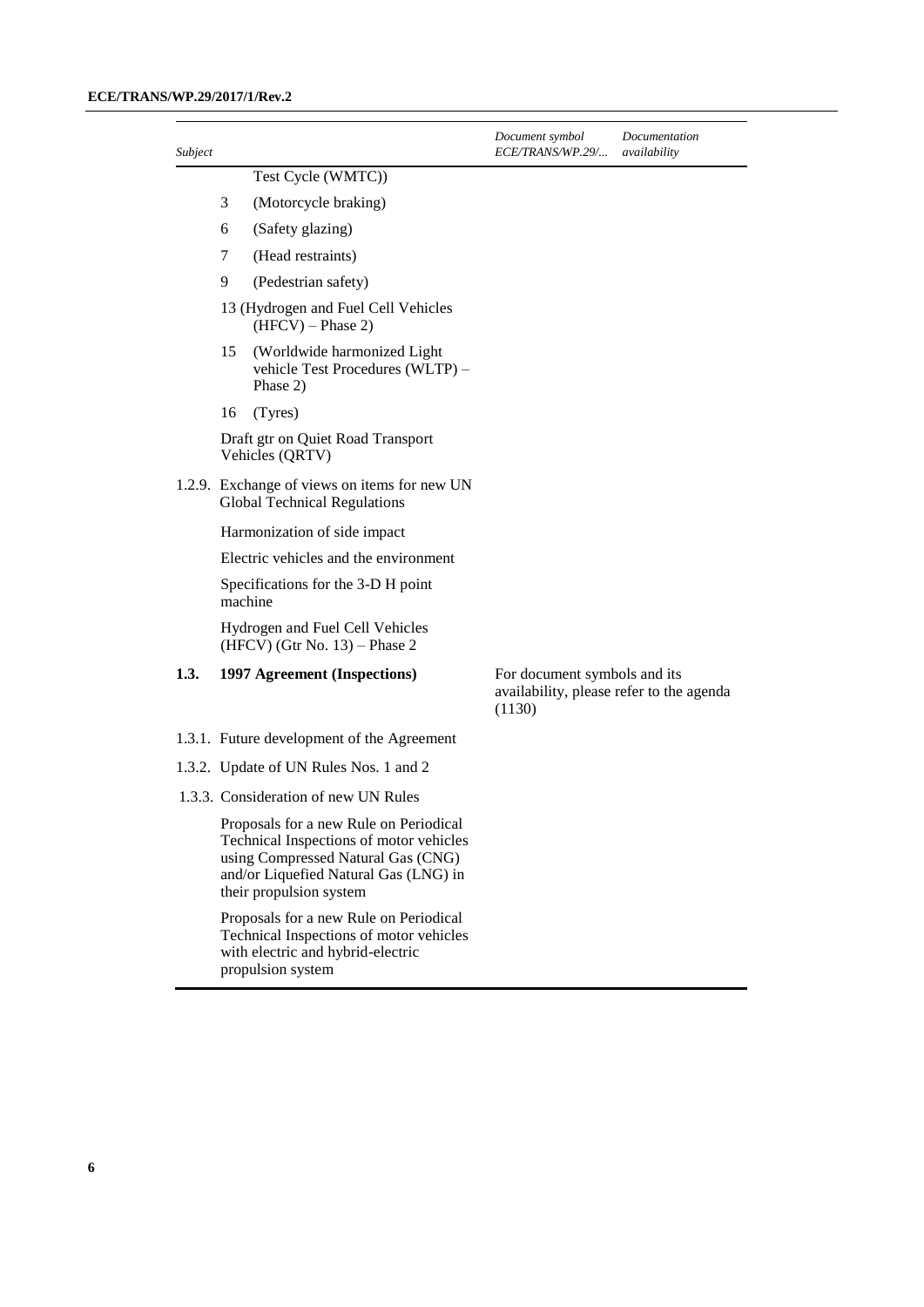| Subject | Document symbol ECE/TRANS/WP.29/... | Documentation availability |
|---|---|---|
| Test Cycle (WMTC)) | | |
| 3 (Motorcycle braking) | | |
| 6 (Safety glazing) | | |
| 7 (Head restraints) | | |
| 9 (Pedestrian safety) | | |
| 13 (Hydrogen and Fuel Cell Vehicles (HFCV) – Phase 2) | | |
| 15 (Worldwide harmonized Light vehicle Test Procedures (WLTP) – Phase 2) | | |
| 16 (Tyres) | | |
| Draft gtr on Quiet Road Transport Vehicles (QRTV) | | |
| 1.2.9. Exchange of views on items for new UN Global Technical Regulations | | |
| Harmonization of side impact | | |
| Electric vehicles and the environment | | |
| Specifications for the 3-D H point machine | | |
| Hydrogen and Fuel Cell Vehicles (HFCV) (Gtr No. 13) – Phase 2 | | |
| **1.3. 1997 Agreement (Inspections)** | For document symbols and its availability, please refer to the agenda (1130) | |
| 1.3.1. Future development of the Agreement | | |
| 1.3.2. Update of UN Rules Nos. 1 and 2 | | |
| 1.3.3. Consideration of new UN Rules | | |
| Proposals for a new Rule on Periodical Technical Inspections of motor vehicles using Compressed Natural Gas (CNG) and/or Liquefied Natural Gas (LNG) in their propulsion system | | |
| Proposals for a new Rule on Periodical Technical Inspections of motor vehicles with electric and hybrid-electric propulsion system | | |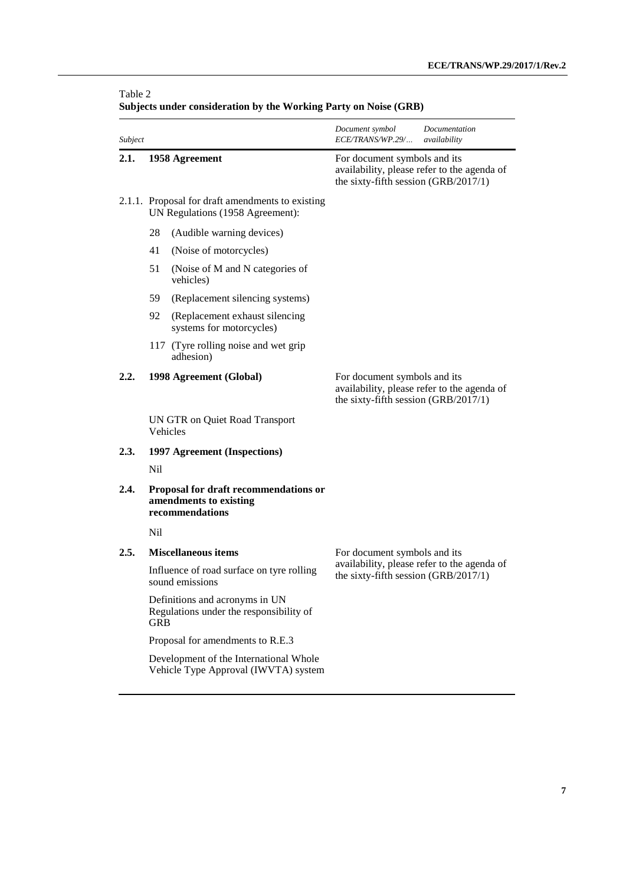Table 2
**Subjects under consideration by the Working Party on Noise (GRB)**

| *Subject* | | *Document symbol ECE/TRANS/WP.29/…* | *Documentation availability* |
|---|---|---|---|
| **2.1.** | **1958 Agreement** | For document symbols and its availability, please refer to the agenda of the sixty-fifth session (GRB/2017/1) | |
| 2.1.1. | Proposal for draft amendments to existing UN Regulations (1958 Agreement): | | |
| | 28 (Audible warning devices) | | |
| | 41 (Noise of motorcycles) | | |
| | 51 (Noise of M and N categories of vehicles) | | |
| | 59 (Replacement silencing systems) | | |
| | 92 (Replacement exhaust silencing systems for motorcycles) | | |
| | 117 (Tyre rolling noise and wet grip adhesion) | | |
| **2.2.** | **1998 Agreement (Global)** | For document symbols and its availability, please refer to the agenda of the sixty-fifth session (GRB/2017/1) | |
| | UN GTR on Quiet Road Transport Vehicles | | |
| **2.3.** | **1997 Agreement (Inspections)** | | |
| | Nil | | |
| **2.4.** | **Proposal for draft recommendations or amendments to existing recommendations** | | |
| | Nil | | |
| **2.5.** | **Miscellaneous items** | For document symbols and its availability, please refer to the agenda of the sixty-fifth session (GRB/2017/1) | |
| | Influence of road surface on tyre rolling sound emissions | | |
| | Definitions and acronyms in UN Regulations under the responsibility of GRB | | |
| | Proposal for amendments to R.E.3 | | |
| | Development of the International Whole Vehicle Type Approval (IWVTA) system | | |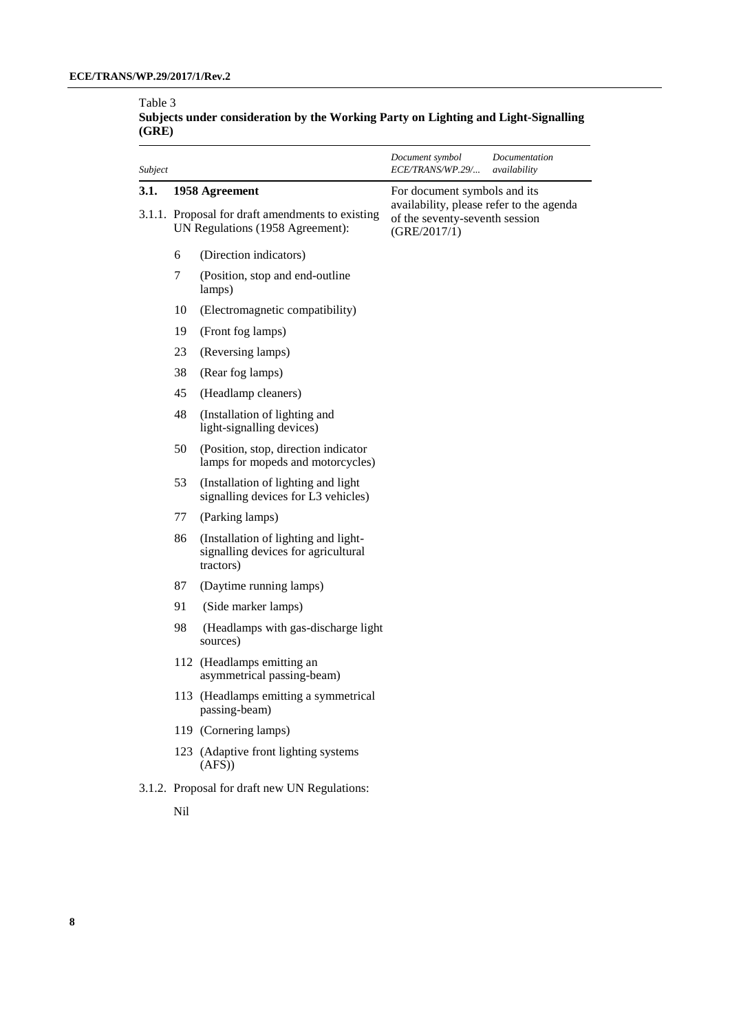Table 3

**Subjects under consideration by the Working Party on Lighting and Light-Signalling (GRE)**

| *Subject* | *Document symbol ECE/TRANS/WP.29/...* | *Documentation availability* |
|---|---|---|
| **3.1. 1958 Agreement** | For document symbols and its availability, please refer to the agenda of the seventy-seventh session (GRE/2017/1) | |
| 3.1.1. Proposal for draft amendments to existing UN Regulations (1958 Agreement): | | |
| 6 (Direction indicators) | | |
| 7 (Position, stop and end-outline lamps) | | |
| 10 (Electromagnetic compatibility) | | |
| 19 (Front fog lamps) | | |
| 23 (Reversing lamps) | | |
| 38 (Rear fog lamps) | | |
| 45 (Headlamp cleaners) | | |
| 48 (Installation of lighting and light-signalling devices) | | |
| 50 (Position, stop, direction indicator lamps for mopeds and motorcycles) | | |
| 53 (Installation of lighting and light signalling devices for L3 vehicles) | | |
| 77 (Parking lamps) | | |
| 86 (Installation of lighting and light-signalling devices for agricultural tractors) | | |
| 87 (Daytime running lamps) | | |
| 91 (Side marker lamps) | | |
| 98 (Headlamps with gas-discharge light sources) | | |
| 112 (Headlamps emitting an asymmetrical passing-beam) | | |
| 113 (Headlamps emitting a symmetrical passing-beam) | | |
| 119 (Cornering lamps) | | |
| 123 (Adaptive front lighting systems (AFS)) | | |
| 3.1.2. Proposal for draft new UN Regulations: | | |
| Nil | | |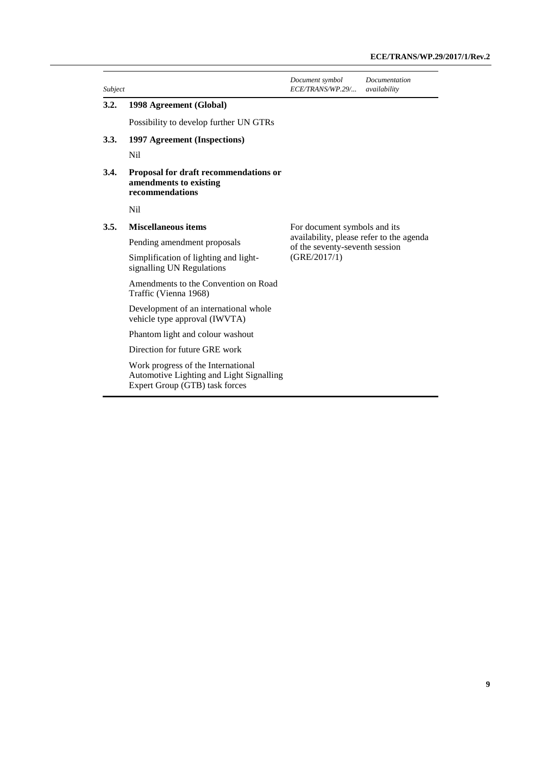| *Subject* | | *Document symbol ECE/TRANS/WP.29/...* | *Documentation availability* |
|---|---|---|---|
| **3.2.** | **1998 Agreement (Global)** | | |
| | Possibility to develop further UN GTRs | | |
| **3.3.** | **1997 Agreement (Inspections)** | | |
| | Nil | | |
| **3.4.** | **Proposal for draft recommendations or amendments to existing recommendations** | | |
| | Nil | | |
| **3.5.** | **Miscellaneous items** | For document symbols and its availability, please refer to the agenda of the seventy-seventh session (GRE/2017/1) | |
| | Pending amendment proposals | | |
| | Simplification of lighting and light-signalling UN Regulations | | |
| | Amendments to the Convention on Road Traffic (Vienna 1968) | | |
| | Development of an international whole vehicle type approval (IWVTA) | | |
| | Phantom light and colour washout | | |
| | Direction for future GRE work | | |
| | Work progress of the International Automotive Lighting and Light Signalling Expert Group (GTB) task forces | | |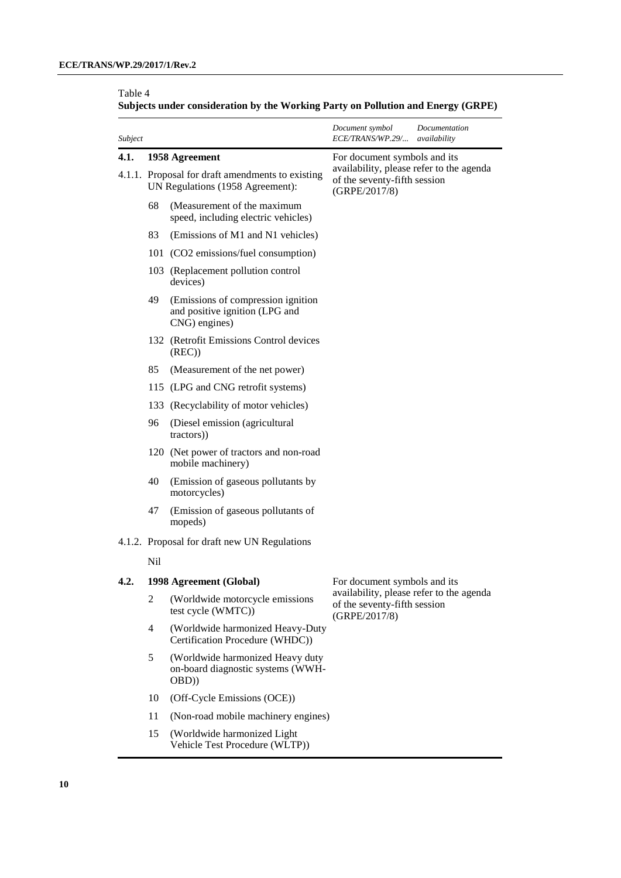Table 4
**Subjects under consideration by the Working Party on Pollution and Energy (GRPE)**

| *Subject* | | | *Document symbol ECE/TRANS/WP.29/...* | *Documentation availability* |
|---|---|---|---|---|
| **4.1.** | **1958 Agreement** | | For document symbols and its availability, please refer to the agenda of the seventy-fifth session (GRPE/2017/8) | |
| 4.1.1. | Proposal for draft amendments to existing UN Regulations (1958 Agreement): | | | |
| | 68 | (Measurement of the maximum speed, including electric vehicles) | | |
| | 83 | (Emissions of M1 and N1 vehicles) | | |
| | 101 | ($CO_2$ emissions/fuel consumption) | | |
| | 103 | (Replacement pollution control devices) | | |
| | 49 | (Emissions of compression ignition and positive ignition (LPG and CNG) engines) | | |
| | 132 | (Retrofit Emissions Control devices (REC)) | | |
| | 85 | (Measurement of the net power) | | |
| | 115 | (LPG and CNG retrofit systems) | | |
| | 133 | (Recyclability of motor vehicles) | | |
| | 96 | (Diesel emission (agricultural tractors)) | | |
| | 120 | (Net power of tractors and non-road mobile machinery) | | |
| | 40 | (Emission of gaseous pollutants by motorcycles) | | |
| | 47 | (Emission of gaseous pollutants of mopeds) | | |
| 4.1.2. | Proposal for draft new UN Regulations | | | |
| | Nil | | | |
| **4.2.** | **1998 Agreement (Global)** | | For document symbols and its availability, please refer to the agenda of the seventy-fifth session (GRPE/2017/8) | |
| | 2 | (Worldwide motorcycle emissions test cycle (WMTC)) | | |
| | 4 | (Worldwide harmonized Heavy-Duty Certification Procedure (WHDC)) | | |
| | 5 | (Worldwide harmonized Heavy duty on-board diagnostic systems (WWH-OBD)) | | |
| | 10 | (Off-Cycle Emissions (OCE)) | | |
| | 11 | (Non-road mobile machinery engines) | | |
| | 15 | (Worldwide harmonized Light Vehicle Test Procedure (WLTP)) | | |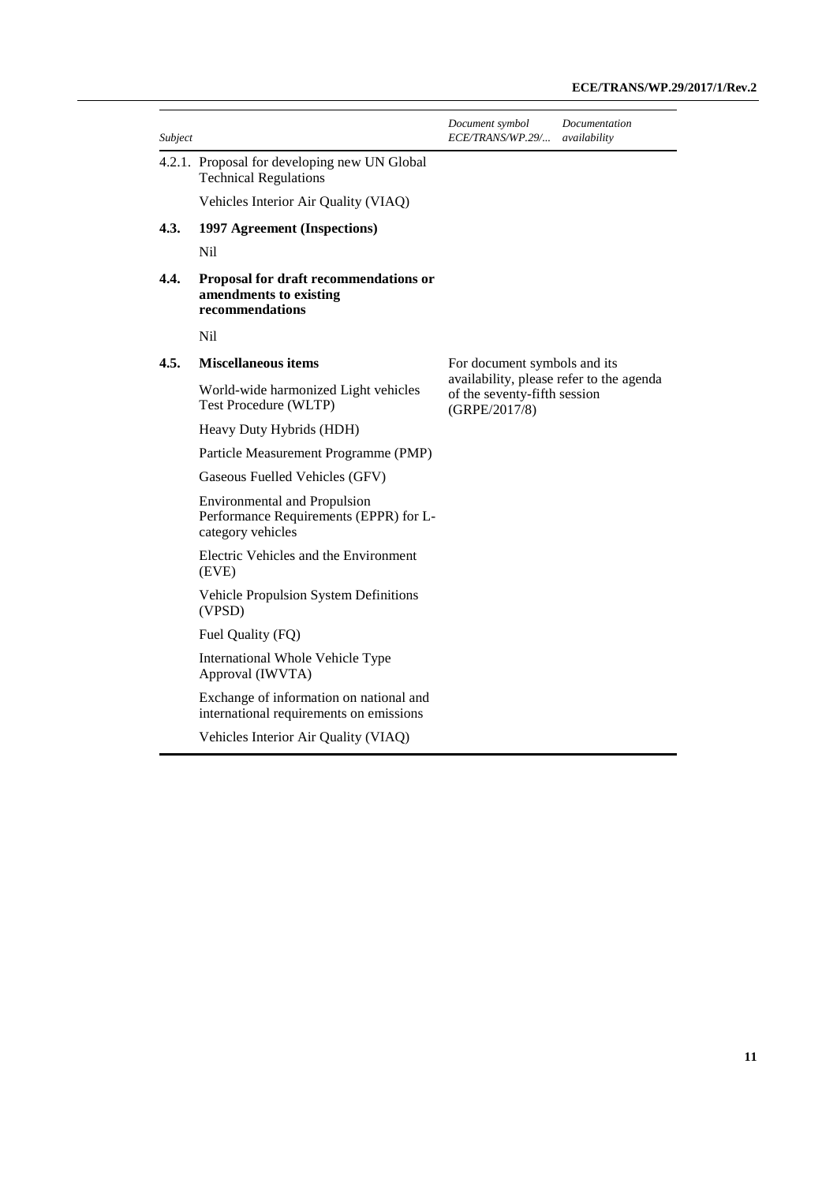| Subject | | Document symbol ECE/TRANS/WP.29/... | Documentation availability |
|---|---|---|---|
| 4.2.1. | Proposal for developing new UN Global Technical Regulations | | |
| | Vehicles Interior Air Quality (VIAQ) | | |
| **4.3.** | **1997 Agreement (Inspections)** | | |
| | Nil | | |
| **4.4.** | **Proposal for draft recommendations or amendments to existing recommendations** | | |
| | Nil | | |
| **4.5.** | **Miscellaneous items** | For document symbols and its availability, please refer to the agenda of the seventy-fifth session (GRPE/2017/8) | |
| | World-wide harmonized Light vehicles Test Procedure (WLTP) | | |
| | Heavy Duty Hybrids (HDH) | | |
| | Particle Measurement Programme (PMP) | | |
| | Gaseous Fuelled Vehicles (GFV) | | |
| | Environmental and Propulsion Performance Requirements (EPPR) for L-category vehicles | | |
| | Electric Vehicles and the Environment (EVE) | | |
| | Vehicle Propulsion System Definitions (VPSD) | | |
| | Fuel Quality (FQ) | | |
| | International Whole Vehicle Type Approval (IWVTA) | | |
| | Exchange of information on national and international requirements on emissions | | |
| | Vehicles Interior Air Quality (VIAQ) | | |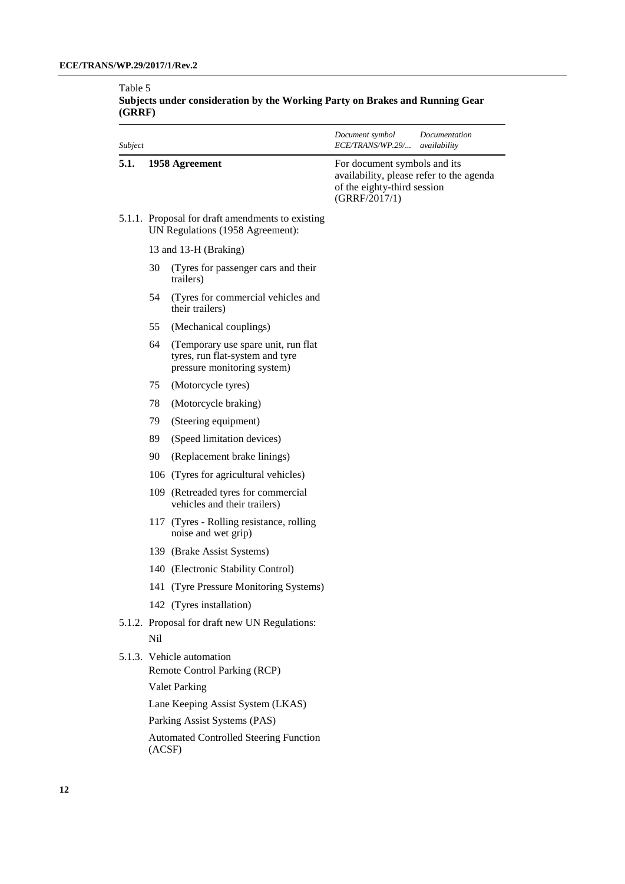Table 5
**Subjects under consideration by the Working Party on Brakes and Running Gear (GRRF)**

| *Subject* | *Document symbol ECE/TRANS/WP.29/...* | *Documentation availability* |
|---|---|---|
| **5.1. 1958 Agreement** | For document symbols and its availability, please refer to the agenda of the eighty-third session (GRRF/2017/1) | |
| 5.1.1. Proposal for draft amendments to existing UN Regulations (1958 Agreement): | | |
| 13 and 13-H (Braking) | | |
| 30 (Tyres for passenger cars and their trailers) | | |
| 54 (Tyres for commercial vehicles and their trailers) | | |
| 55 (Mechanical couplings) | | |
| 64 (Temporary use spare unit, run flat tyres, run flat-system and tyre pressure monitoring system) | | |
| 75 (Motorcycle tyres) | | |
| 78 (Motorcycle braking) | | |
| 79 (Steering equipment) | | |
| 89 (Speed limitation devices) | | |
| 90 (Replacement brake linings) | | |
| 106 (Tyres for agricultural vehicles) | | |
| 109 (Retreaded tyres for commercial vehicles and their trailers) | | |
| 117 (Tyres - Rolling resistance, rolling noise and wet grip) | | |
| 139 (Brake Assist Systems) | | |
| 140 (Electronic Stability Control) | | |
| 141 (Tyre Pressure Monitoring Systems) | | |
| 142 (Tyres installation) | | |
| 5.1.2. Proposal for draft new UN Regulations: | | |
| Nil | | |
| 5.1.3. Vehicle automation | | |
| Remote Control Parking (RCP) | | |
| Valet Parking | | |
| Lane Keeping Assist System (LKAS) | | |
| Parking Assist Systems (PAS) | | |
| Automated Controlled Steering Function (ACSF) | | |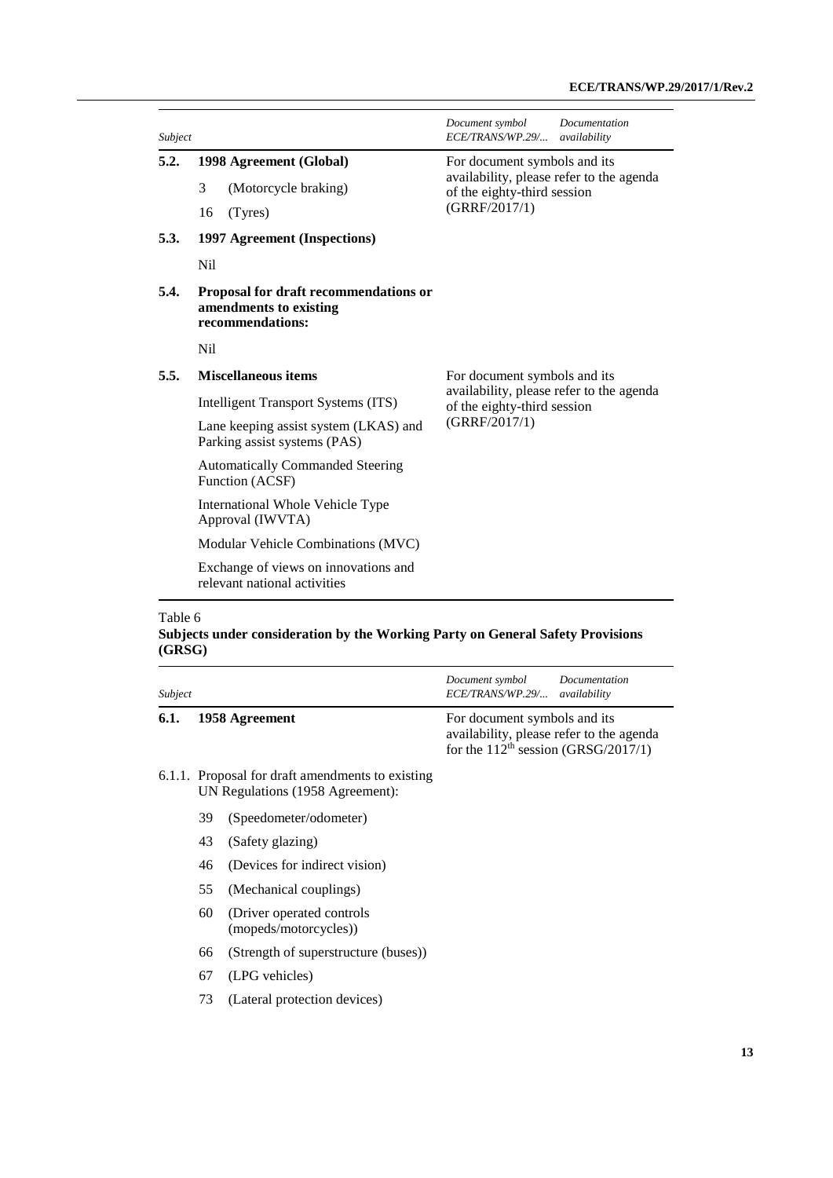| Subject | | Document symbol ECE/TRANS/WP.29/... | Documentation availability |
|---|---|---|---|
| **5.2.** | **1998 Agreement (Global)** | For document symbols and its availability, please refer to the agenda of the eighty-third session (GRRF/2017/1) | |
| | 3 (Motorcycle braking) | | |
| | 16 (Tyres) | | |
| **5.3.** | **1997 Agreement (Inspections)** | | |
| | Nil | | |
| **5.4.** | **Proposal for draft recommendations or amendments to existing recommendations:** | | |
| | Nil | | |
| **5.5.** | **Miscellaneous items** | For document symbols and its availability, please refer to the agenda of the eighty-third session (GRRF/2017/1) | |
| | Intelligent Transport Systems (ITS) | | |
| | Lane keeping assist system (LKAS) and Parking assist systems (PAS) | | |
| | Automatically Commanded Steering Function (ACSF) | | |
| | International Whole Vehicle Type Approval (IWVTA) | | |
| | Modular Vehicle Combinations (MVC) | | |
| | Exchange of views on innovations and relevant national activities | | |

Table 6

**Subjects under consideration by the Working Party on General Safety Provisions (GRSG)**

| Subject | | Document symbol ECE/TRANS/WP.29/... | Documentation availability |
|---|---|---|---|
| **6.1.** | **1958 Agreement** | For document symbols and its availability, please refer to the agenda for the 112[th] session (GRSG/2017/1) | |
| 6.1.1. | Proposal for draft amendments to existing UN Regulations (1958 Agreement): | | |
| | 39 (Speedometer/odometer) | | |
| | 43 (Safety glazing) | | |
| | 46 (Devices for indirect vision) | | |
| | 55 (Mechanical couplings) | | |
| | 60 (Driver operated controls (mopeds/motorcycles)) | | |
| | 66 (Strength of superstructure (buses)) | | |
| | 67 (LPG vehicles) | | |
| | 73 (Lateral protection devices) | | |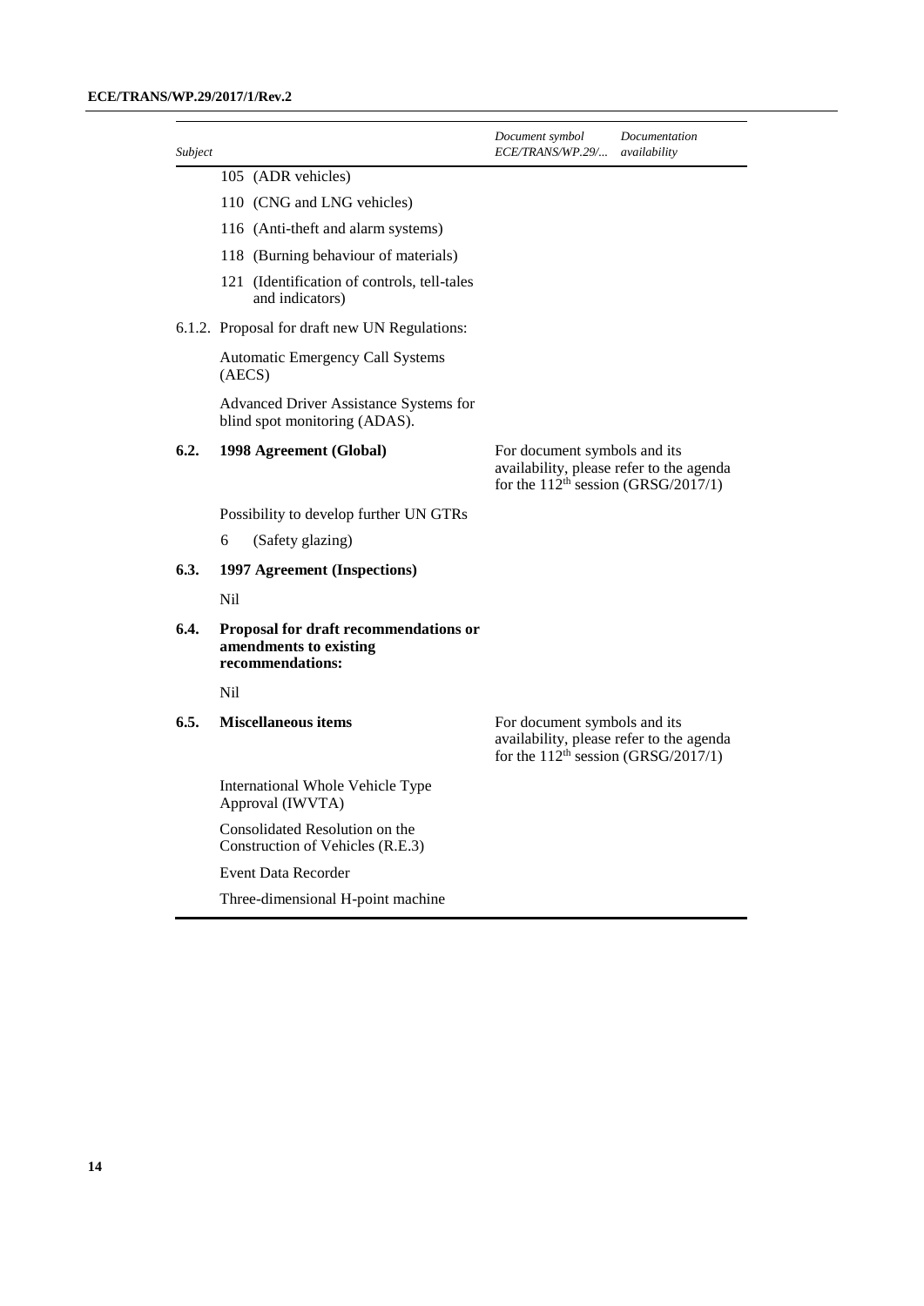| Subject | | Document symbol ECE/TRANS/WP.29/... | Documentation availability |
|---|---|---|---|
| | 105 (ADR vehicles) | | |
| | 110 (CNG and LNG vehicles) | | |
| | 116 (Anti-theft and alarm systems) | | |
| | 118 (Burning behaviour of materials) | | |
| | 121 (Identification of controls, tell-tales and indicators) | | |
| | 6.1.2. Proposal for draft new UN Regulations: | | |
| | Automatic Emergency Call Systems (AECS) | | |
| | Advanced Driver Assistance Systems for blind spot monitoring (ADAS). | | |
| **6.2.** | **1998 Agreement (Global)** | For document symbols and its availability, please refer to the agenda for the 112th session (GRSG/2017/1) | |
| | Possibility to develop further UN GTRs | | |
| | 6 (Safety glazing) | | |
| **6.3.** | **1997 Agreement (Inspections)** | | |
| | Nil | | |
| **6.4.** | **Proposal for draft recommendations or amendments to existing recommendations:** | | |
| | Nil | | |
| **6.5.** | **Miscellaneous items** | For document symbols and its availability, please refer to the agenda for the 112th session (GRSG/2017/1) | |
| | International Whole Vehicle Type Approval (IWVTA) | | |
| | Consolidated Resolution on the Construction of Vehicles (R.E.3) | | |
| | Event Data Recorder | | |
| | Three-dimensional H-point machine | | |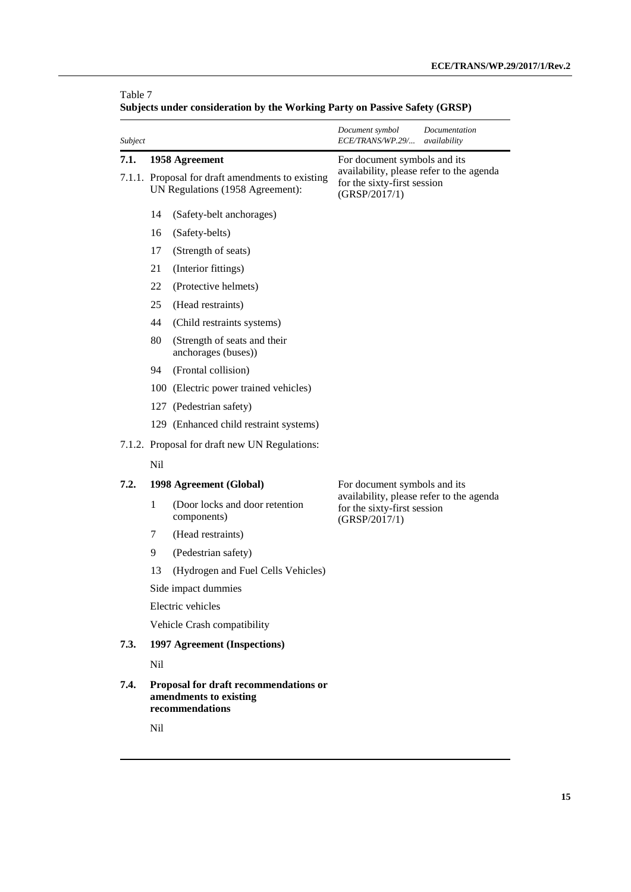Table 7
**Subjects under consideration by the Working Party on Passive Safety (GRSP)**

| *Subject* | *Document symbol ECE/TRANS/WP.29/...* | *Documentation availability* |
|---|---|---|
| **7.1. 1958 Agreement** | For document symbols and its availability, please refer to the agenda for the sixty-first session (GRSP/2017/1) | |
| 7.1.1. Proposal for draft amendments to existing UN Regulations (1958 Agreement): | | |
| 14 (Safety-belt anchorages) | | |
| 16 (Safety-belts) | | |
| 17 (Strength of seats) | | |
| 21 (Interior fittings) | | |
| 22 (Protective helmets) | | |
| 25 (Head restraints) | | |
| 44 (Child restraints systems) | | |
| 80 (Strength of seats and their anchorages (buses)) | | |
| 94 (Frontal collision) | | |
| 100 (Electric power trained vehicles) | | |
| 127 (Pedestrian safety) | | |
| 129 (Enhanced child restraint systems) | | |
| 7.1.2. Proposal for draft new UN Regulations: | | |
| Nil | | |
| **7.2. 1998 Agreement (Global)** | For document symbols and its availability, please refer to the agenda for the sixty-first session (GRSP/2017/1) | |
| 1 (Door locks and door retention components) | | |
| 7 (Head restraints) | | |
| 9 (Pedestrian safety) | | |
| 13 (Hydrogen and Fuel Cells Vehicles) | | |
| Side impact dummies | | |
| Electric vehicles | | |
| Vehicle Crash compatibility | | |
| **7.3. 1997 Agreement (Inspections)** | | |
| Nil | | |
| **7.4. Proposal for draft recommendations or amendments to existing recommendations** | | |
| Nil | | |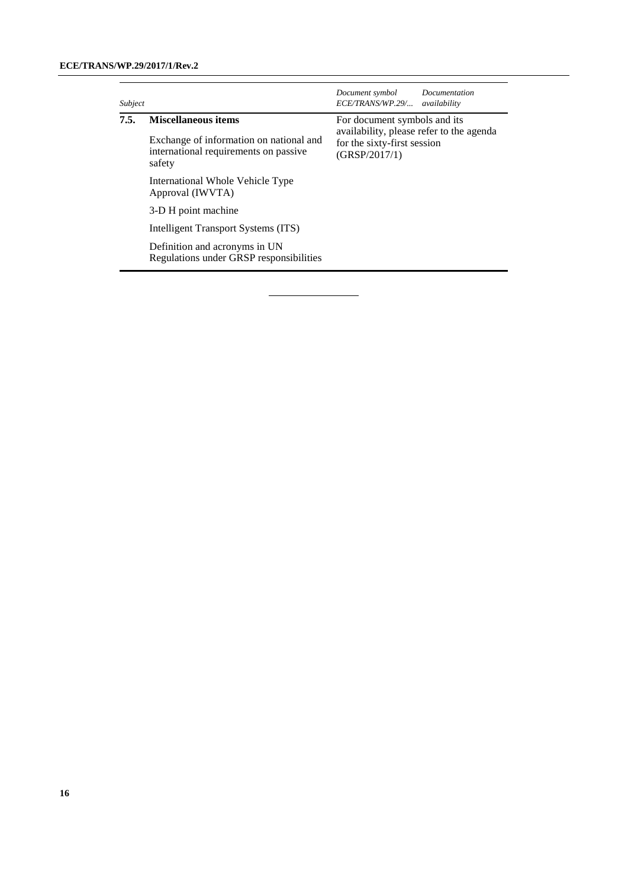| Subject | | Document symbol ECE/TRANS/WP.29/... | Documentation availability |
|---|---|---|---|
| **7.5.** | **Miscellaneous items** | For document symbols and its availability, please refer to the agenda for the sixty-first session (GRSP/2017/1) | |
| | Exchange of information on national and international requirements on passive safety | | |
| | International Whole Vehicle Type Approval (IWVTA) | | |
| | 3-D H point machine | | |
| | Intelligent Transport Systems (ITS) | | |
| | Definition and acronyms in UN Regulations under GRSP responsibilities | | |